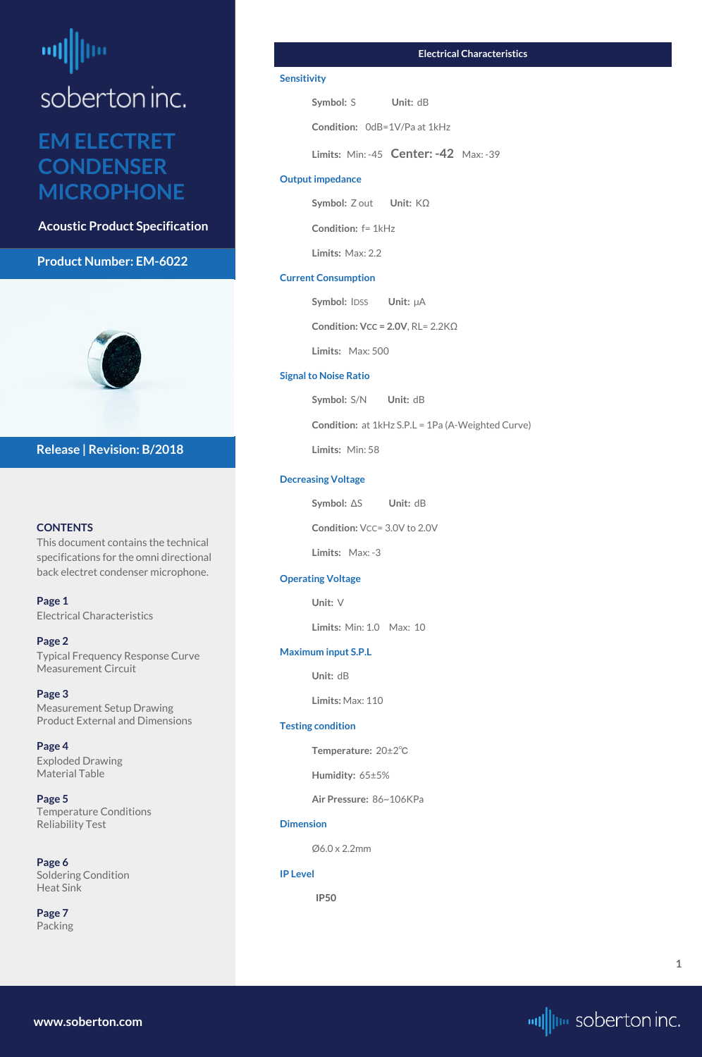soberton inc.

# EM ELECTRET CONDENSER MICROPHONE

**Acoustic Product Specification**

**Product Number: EM-6022**

**Release | Revision: B/2018**

**CONTENTS**

This document contains the technical specifications for the omni directional back electret condenser microphone.

**Page 1**
Electrical Characteristics

**Page 2**
Typical Frequency Response Curve
Measurement Circuit

**Page 3**
Measurement Setup Drawing
Product External and Dimensions

**Page 4**
Exploded Drawing
Material Table

**Page 5**
Temperature Conditions
Reliability Test

**Page 6**
Soldering Condition
Heat Sink

**Page 7**
Packing

## Electrical Characteristics

### Sensitivity

**Symbol:** S **Unit:** dB

**Condition:** 0dB=1V/Pa at 1kHz

**Limits:** Min: -45 **Center: -42** Max: -39

### Output impedance

**Symbol:** Z out **Unit:** KΩ

**Condition:** f= 1kHz

**Limits:** Max: 2.2

### Current Consumption

**Symbol:** $I_{DSS}$ **Unit:** μA

**Condition:** **$V_{CC}$ = 2.0V**, RL= 2.2KΩ

**Limits:** Max: 500

### Signal to Noise Ratio

**Symbol:** S/N **Unit:** dB

**Condition:** at 1kHz S.P.L = 1Pa (A-Weighted Curve)

**Limits:** Min: 58

### Decreasing Voltage

**Symbol:** ΔS **Unit:** dB

**Condition:** $V_{CC}$= 3.0V to 2.0V

**Limits:** Max: -3

### Operating Voltage

**Unit:** V

**Limits:** Min: 1.0 Max: 10

### Maximum input S.P.L

**Unit:** dB

**Limits:** Max: 110

### Testing condition

**Temperature:** 20±2℃

**Humidity:** 65±5%

**Air Pressure:** 86~106KPa

### Dimension

Ø6.0 x 2.2mm

### IP Level

**IP50**

www.soberton.com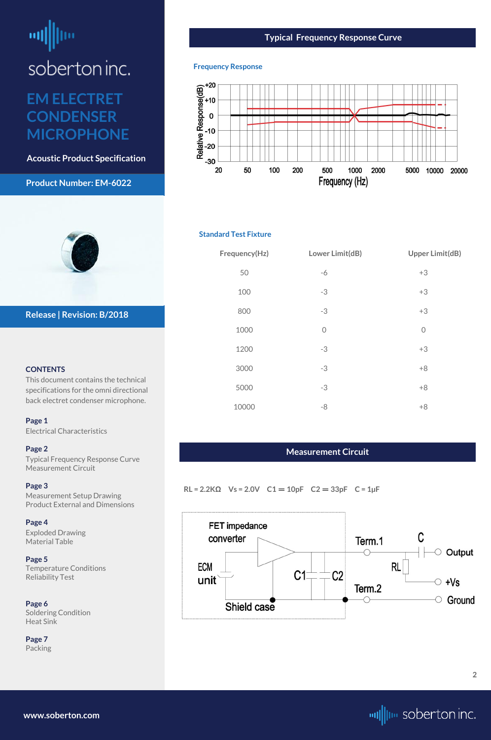soberton inc.

# EM ELECTRET CONDENSER MICROPHONE

Acoustic Product Specification

**Product Number: EM-6022**

**Release | Revision: B/2018**

### CONTENTS

This document contains the technical specifications for the omni directional back electret condenser microphone.

**Page 1**
Electrical Characteristics

**Page 2**
Typical Frequency Response Curve
Measurement Circuit

**Page 3**
Measurement Setup Drawing
Product External and Dimensions

**Page 4**
Exploded Drawing
Material Table

**Page 5**
Temperature Conditions
Reliability Test

**Page 6**
Soldering Condition
Heat Sink

**Page 7**
Packing

## Typical Frequency Response Curve

### Frequency Response

Relative Response(dB): +20, +10, 0, -10, -20, -30

Frequency (Hz): 20, 50, 100, 200, 500, 1000, 2000, 5000, 10000, 20000

### Standard Test Fixture

| Frequency(Hz) | Lower Limit(dB) | Upper Limit(dB) |
|---|---|---|
| 50 | -6 | +3 |
| 100 | -3 | +3 |
| 800 | -3 | +3 |
| 1000 | 0 | 0 |
| 1200 | -3 | +3 |
| 3000 | -3 | +8 |
| 5000 | -3 | +8 |
| 10000 | -8 | +8 |

## Measurement Circuit

RL = 2.2KΩ Vs = 2.0V C1 = 10pF C2 = 33pF C = 1μF

FET impedance converter, ECM unit, C1, C2, Shield case, Term.1, Term.2, C, RL, Output, +Vs, Ground

www.soberton.com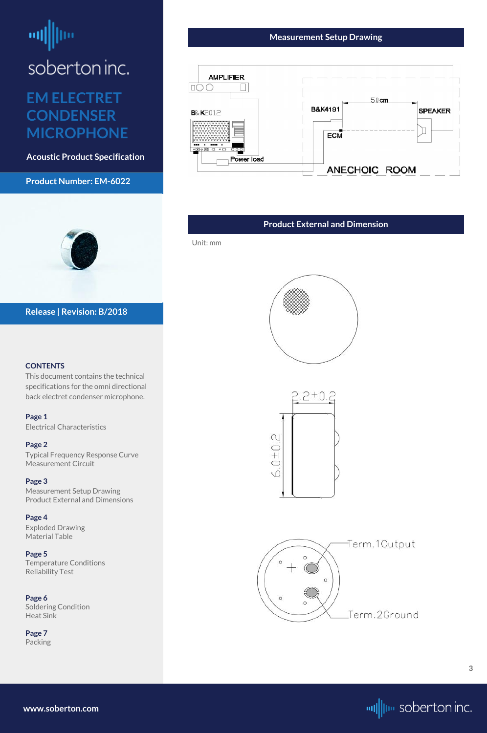# EM ELECTRET CONDENSER MICROPHONE

**Acoustic Product Specification**

**Product Number: EM-6022**

**Release | Revision: B/2018**

**CONTENTS**

This document contains the technical specifications for the omni directional back electret condenser microphone.

**Page 1**
Electrical Characteristics

**Page 2**
Typical Frequency Response Curve
Measurement Circuit

**Page 3**
Measurement Setup Drawing
Product External and Dimensions

**Page 4**
Exploded Drawing
Material Table

**Page 5**
Temperature Conditions
Reliability Test

**Page 6**
Soldering Condition
Heat Sink

**Page 7**
Packing

## Measurement Setup Drawing

AMPLIFIER

B& K2012

Power load

B&K4191

50cm

SPEAKER

ECM

ANECHOIC ROOM

## Product External and Dimension

Unit: mm

2.2±0.2

6.0±0.2

Term.1Output

Term.2Ground

www.soberton.com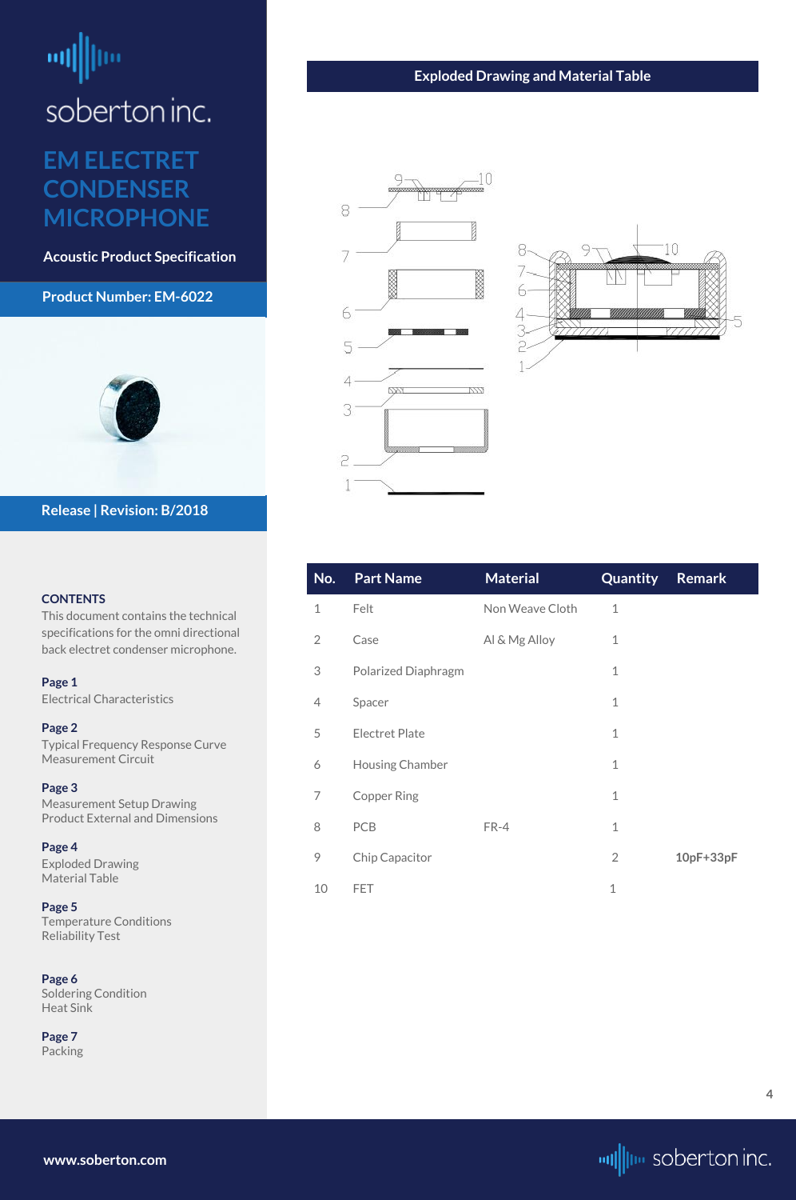# soberton inc.

## EM ELECTRET CONDENSER MICROPHONE

**Acoustic Product Specification**

**Product Number: EM-6022**

**Release | Revision: B/2018**

**CONTENTS**

This document contains the technical specifications for the omni directional back electret condenser microphone.

**Page 1**
Electrical Characteristics

**Page 2**
Typical Frequency Response Curve
Measurement Circuit

**Page 3**
Measurement Setup Drawing
Product External and Dimensions

**Page 4**
Exploded Drawing
Material Table

**Page 5**
Temperature Conditions
Reliability Test

**Page 6**
Soldering Condition
Heat Sink

**Page 7**
Packing

## Exploded Drawing and Material Table

| No. | Part Name | Material | Quantity | Remark |
|---|---|---|---|---|
| 1 | Felt | Non Weave Cloth | 1 | |
| 2 | Case | Al & Mg Alloy | 1 | |
| 3 | Polarized Diaphragm | | 1 | |
| 4 | Spacer | | 1 | |
| 5 | Electret Plate | | 1 | |
| 6 | Housing Chamber | | 1 | |
| 7 | Copper Ring | | 1 | |
| 8 | PCB | FR-4 | 1 | |
| 9 | Chip Capacitor | | 2 | **10pF+33pF** |
| 10 | FET | | 1 | |

**www.soberton.com**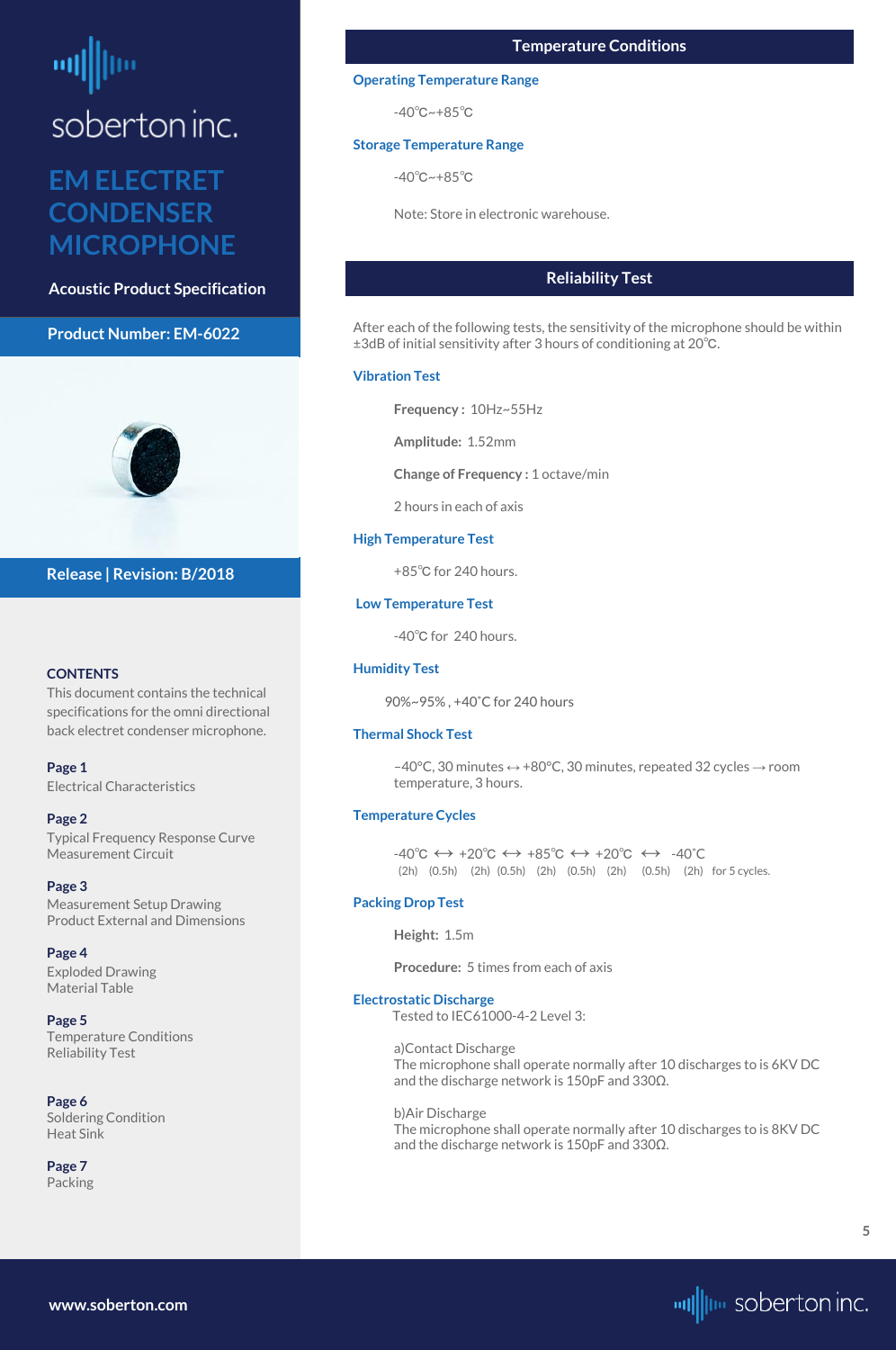soberton inc.

# EM ELECTRET CONDENSER MICROPHONE

**Acoustic Product Specification**

**Product Number: EM-6022**

**Release | Revision: B/2018**

**CONTENTS**

This document contains the technical specifications for the omni directional back electret condenser microphone.

**Page 1**
Electrical Characteristics

**Page 2**
Typical Frequency Response Curve
Measurement Circuit

**Page 3**
Measurement Setup Drawing
Product External and Dimensions

**Page 4**
Exploded Drawing
Material Table

**Page 5**
Temperature Conditions
Reliability Test

**Page 6**
Soldering Condition
Heat Sink

**Page 7**
Packing

## Temperature Conditions

### Operating Temperature Range

-40℃~+85℃

### Storage Temperature Range

-40℃~+85℃

Note: Store in electronic warehouse.

## Reliability Test

After each of the following tests, the sensitivity of the microphone should be within ±3dB of initial sensitivity after 3 hours of conditioning at 20℃.

### Vibration Test

**Frequency :** 10Hz~55Hz

**Amplitude:** 1.52mm

**Change of Frequency :** 1 octave/min

2 hours in each of axis

### High Temperature Test

+85℃ for 240 hours.

### Low Temperature Test

-40℃ for 240 hours.

### Humidity Test

90%~95% , +40˚C for 240 hours

### Thermal Shock Test

−40°C, 30 minutes ↔ +80°C, 30 minutes, repeated 32 cycles → room temperature, 3 hours.

### Temperature Cycles

-40℃ ↔ +20℃ ↔ +85℃ ↔ +20℃ ↔ -40℃
(2h) (0.5h) (2h) (0.5h) (2h) (0.5h) (2h) (0.5h) (2h) for 5 cycles.

### Packing Drop Test

**Height:** 1.5m

**Procedure:** 5 times from each of axis

### Electrostatic Discharge

Tested to IEC61000-4-2 Level 3:

a)Contact Discharge
The microphone shall operate normally after 10 discharges to is 6KV DC and the discharge network is 150pF and 330Ω.

b)Air Discharge
The microphone shall operate normally after 10 discharges to is 8KV DC and the discharge network is 150pF and 330Ω.

www.soberton.com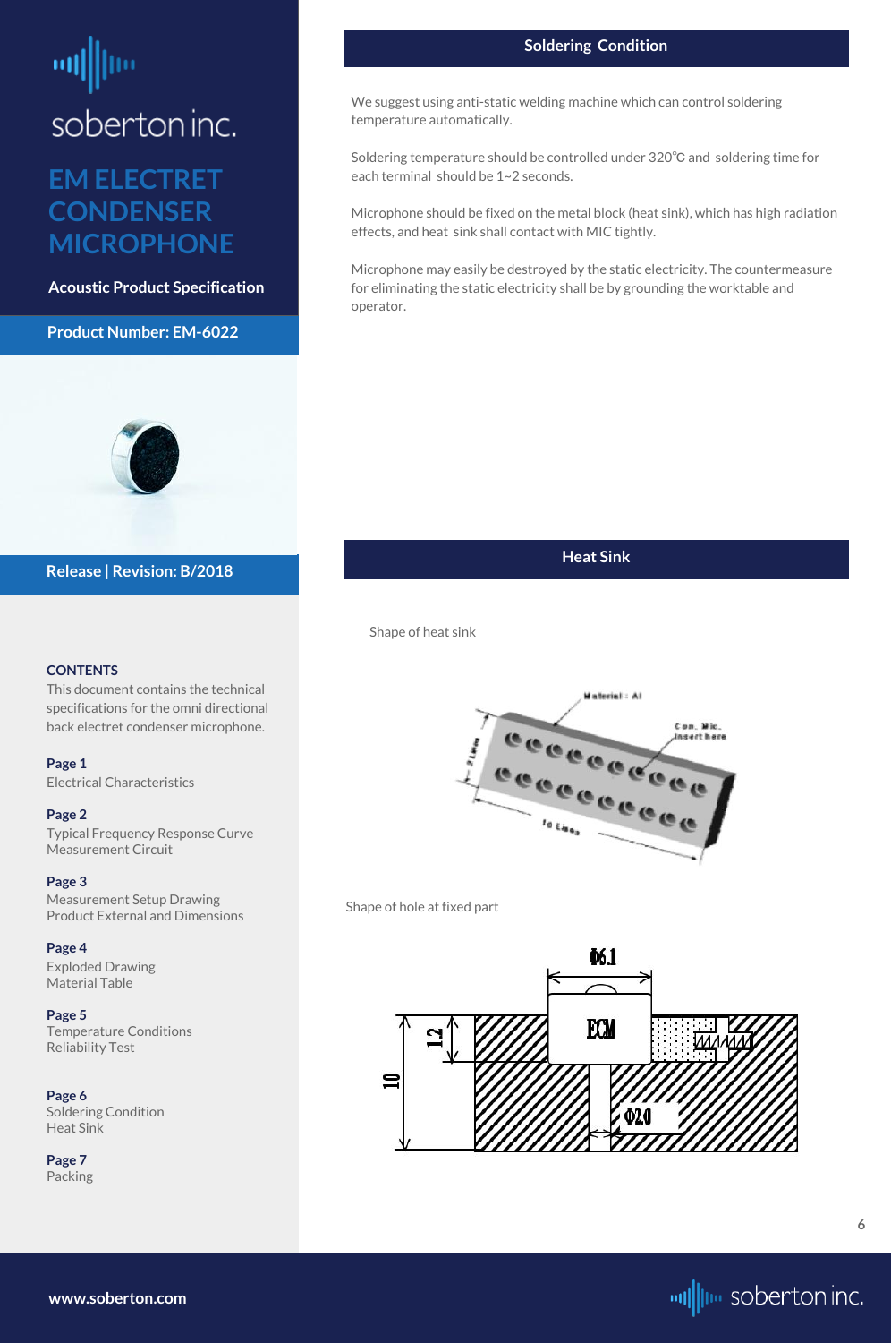soberton inc.

# EM ELECTRET CONDENSER MICROPHONE

**Acoustic Product Specification**

**Product Number: EM-6022**

**Release | Revision: B/2018**

**CONTENTS**

This document contains the technical specifications for the omni directional back electret condenser microphone.

**Page 1**
Electrical Characteristics

**Page 2**
Typical Frequency Response Curve
Measurement Circuit

**Page 3**
Measurement Setup Drawing
Product External and Dimensions

**Page 4**
Exploded Drawing
Material Table

**Page 5**
Temperature Conditions
Reliability Test

**Page 6**
Soldering Condition
Heat Sink

**Page 7**
Packing

## Soldering Condition

We suggest using anti-static welding machine which can control soldering temperature automatically.

Soldering temperature should be controlled under 320℃ and soldering time for each terminal should be 1~2 seconds.

Microphone should be fixed on the metal block (heat sink), which has high radiation effects, and heat sink shall contact with MIC tightly.

Microphone may easily be destroyed by the static electricity. The countermeasure for eliminating the static electricity shall be by grounding the worktable and operator.

## Heat Sink

Shape of heat sink

Material : Al
Con. Mic. Insert here
21mm
70 Lines

Shape of hole at fixed part

Φ6.1
ECM
1.2
10
Φ2.0

www.soberton.com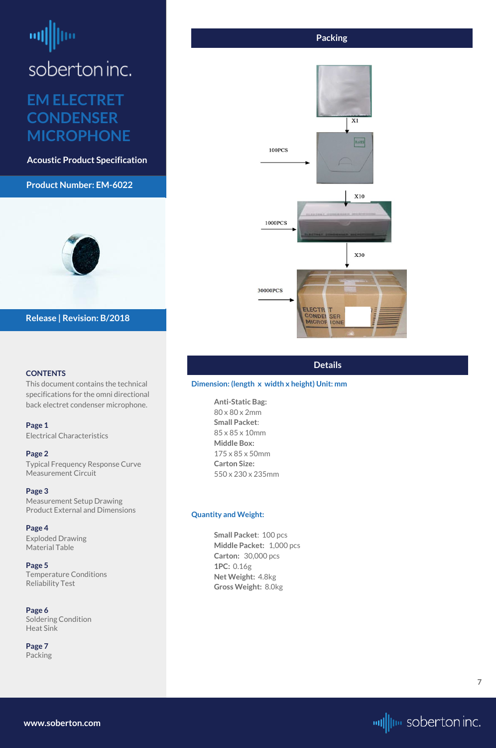# EM ELECTRET CONDENSER MICROPHONE

**Acoustic Product Specification**

**Product Number: EM-6022**

**Release | Revision: B/2018**

**CONTENTS**

This document contains the technical specifications for the omni directional back electret condenser microphone.

**Page 1**
Electrical Characteristics

**Page 2**
Typical Frequency Response Curve
Measurement Circuit

**Page 3**
Measurement Setup Drawing
Product External and Dimensions

**Page 4**
Exploded Drawing
Material Table

**Page 5**
Temperature Conditions
Reliability Test

**Page 6**
Soldering Condition
Heat Sink

**Page 7**
Packing

## Packing

X1

100PCS

X10

1000PCS

X30

30000PCS

## Details

**Dimension: (length x width x height) Unit: mm**

**Anti-Static Bag:**
80 x 80 x 2mm

**Small Packet**:
85 x 85 x 10mm

**Middle Box:**
175 x 85 x 50mm

**Carton Size:**
550 x 230 x 235mm

**Quantity and Weight:**

**Small Packet**: 100 pcs
**Middle Packet:** 1,000 pcs
**Carton:** 30,000 pcs
**1PC:** 0.16g
**Net Weight:** 4.8kg
**Gross Weight:** 8.0kg

www.soberton.com